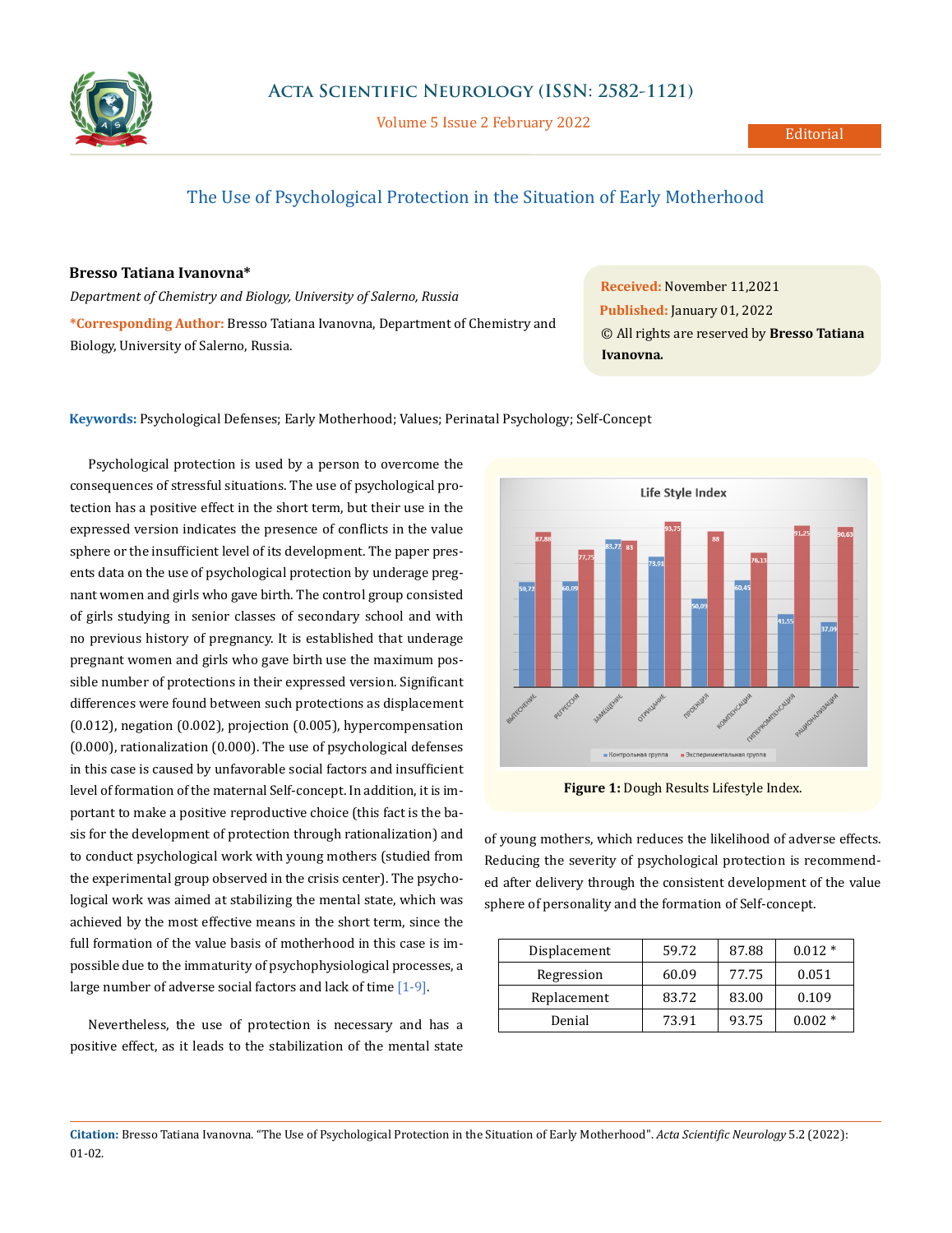# The Use of Psychological Protection in the Situation of Early Motherhood

**Bresso Tatiana Ivanovna***

*Department of Chemistry and Biology, University of Salerno, Russia*

***Corresponding Author:** Bresso Tatiana Ivanovna, Department of Chemistry and Biology, University of Salerno, Russia.

**Received:** November 11,2021
**Published:** January 01, 2022
© All rights are reserved by **Bresso Tatiana Ivanovna.**

**Keywords:** Psychological Defenses; Early Motherhood; Values; Perinatal Psychology; Self-Concept

Psychological protection is used by a person to overcome the consequences of stressful situations. The use of psychological protection has a positive effect in the short term, but their use in the expressed version indicates the presence of conflicts in the value sphere or the insufficient level of its development. The paper presents data on the use of psychological protection by underage pregnant women and girls who gave birth. The control group consisted of girls studying in senior classes of secondary school and with no previous history of pregnancy. It is established that underage pregnant women and girls who gave birth use the maximum possible number of protections in their expressed version. Significant differences were found between such protections as displacement (0.012), negation (0.002), projection (0.005), hypercompensation (0.000), rationalization (0.000). The use of psychological defenses in this case is caused by unfavorable social factors and insufficient level of formation of the maternal Self-concept. In addition, it is important to make a positive reproductive choice (this fact is the basis for the development of protection through rationalization) and to conduct psychological work with young mothers (studied from the experimental group observed in the crisis center). The psychological work was aimed at stabilizing the mental state, which was achieved by the most effective means in the short term, since the full formation of the value basis of motherhood in this case is impossible due to the immaturity of psychophysiological processes, a large number of adverse social factors and lack of time [1-9].

Nevertheless, the use of protection is necessary and has a positive effect, as it leads to the stabilization of the mental state of young mothers, which reduces the likelihood of adverse effects. Reducing the severity of psychological protection is recommended after delivery through the consistent development of the value sphere of personality and the formation of Self-concept.

**Figure 1:** Dough Results Lifestyle Index.

| Displacement | 59.72 | 87.88 | 0.012 * |
|---|---|---|---|
| Regression | 60.09 | 77.75 | 0.051 |
| Replacement | 83.72 | 83.00 | 0.109 |
| Denial | 73.91 | 93.75 | 0.002 * |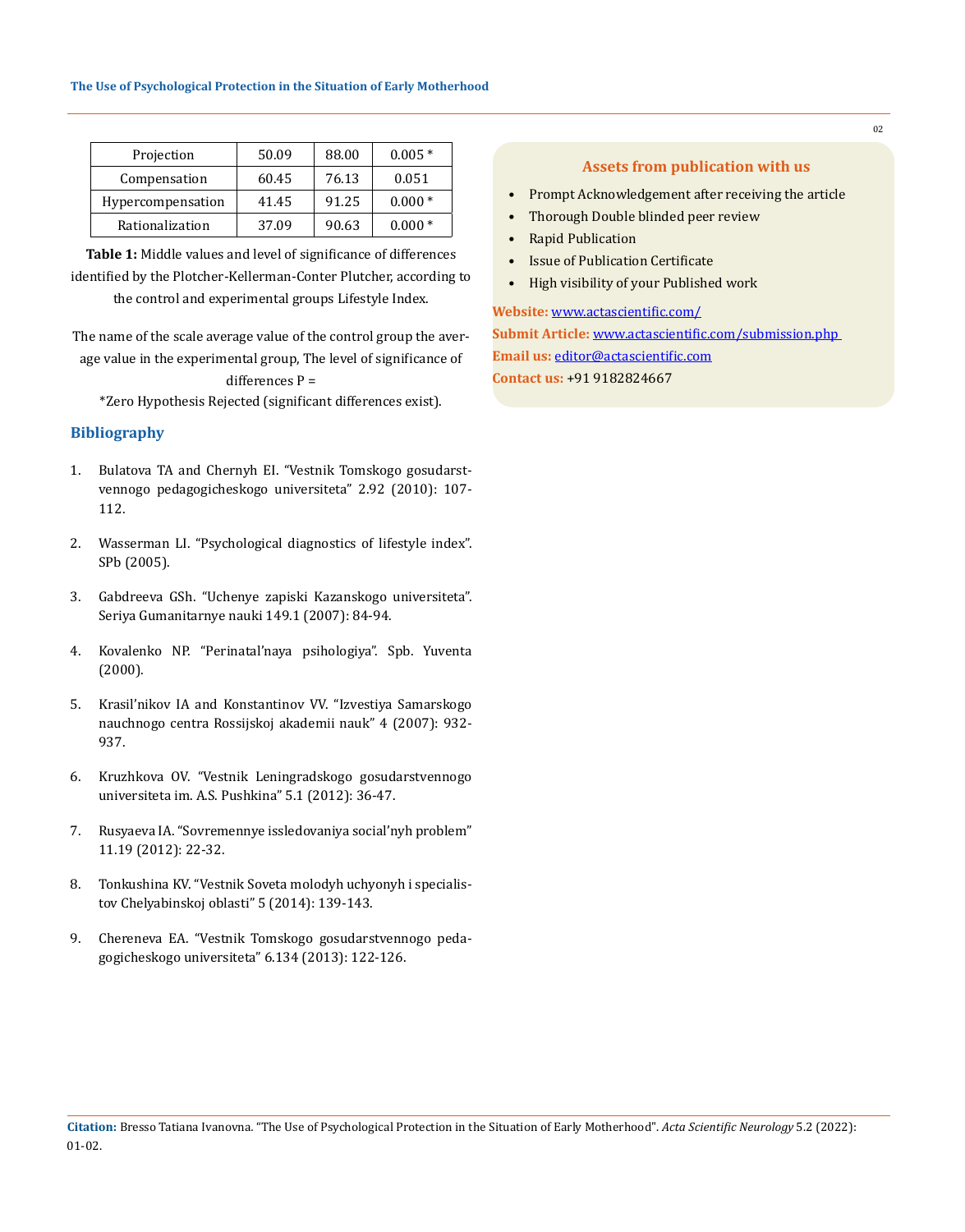| | | | |
|---|---|---|---|
| Projection | 50.09 | 88.00 | 0.005 * |
| Compensation | 60.45 | 76.13 | 0.051 |
| Hypercompensation | 41.45 | 91.25 | 0.000 * |
| Rationalization | 37.09 | 90.63 | 0.000 * |

**Table 1:** Middle values and level of significance of differences identified by the Plotcher-Kellerman-Conter Plutcher, according to the control and experimental groups Lifestyle Index.

The name of the scale average value of the control group the average value in the experimental group, The level of significance of differences P =

*Zero Hypothesis Rejected (significant differences exist).

## Bibliography

1. Bulatova TA and Chernyh EI. "Vestnik Tomskogo gosudarstvennogo pedagogicheskogo universiteta" 2.92 (2010): 107-112.
2. Wasserman LI. "Psychological diagnostics of lifestyle index". SPb (2005).
3. Gabdreeva GSh. "Uchenye zapiski Kazanskogo universiteta". Seriya Gumanitarnye nauki 149.1 (2007): 84-94.
4. Kovalenko NP. "Perinatal'naya psihologiya". Spb. Yuventa (2000).
5. Krasil'nikov IA and Konstantinov VV. "Izvestiya Samarskogo nauchnogo centra Rossijskoj akademii nauk" 4 (2007): 932-937.
6. Kruzhkova OV. "Vestnik Leningradskogo gosudarstvennogo universiteta im. A.S. Pushkina" 5.1 (2012): 36-47.
7. Rusyaeva IA. "Sovremennye issledovaniya social'nyh problem" 11.19 (2012): 22-32.
8. Tonkushina KV. "Vestnik Soveta molodyh uchyonyh i specialistov Chelyabinskoj oblasti" 5 (2014): 139-143.
9. Chereneva EA. "Vestnik Tomskogo gosudarstvennogo pedagogicheskogo universiteta" 6.134 (2013): 122-126.

**Assets from publication with us**

- Prompt Acknowledgement after receiving the article
- Thorough Double blinded peer review
- Rapid Publication
- Issue of Publication Certificate
- High visibility of your Published work

**Website:** www.actascientific.com/
**Submit Article:** www.actascientific.com/submission.php
**Email us:** editor@actascientific.com
**Contact us:** +91 9182824667